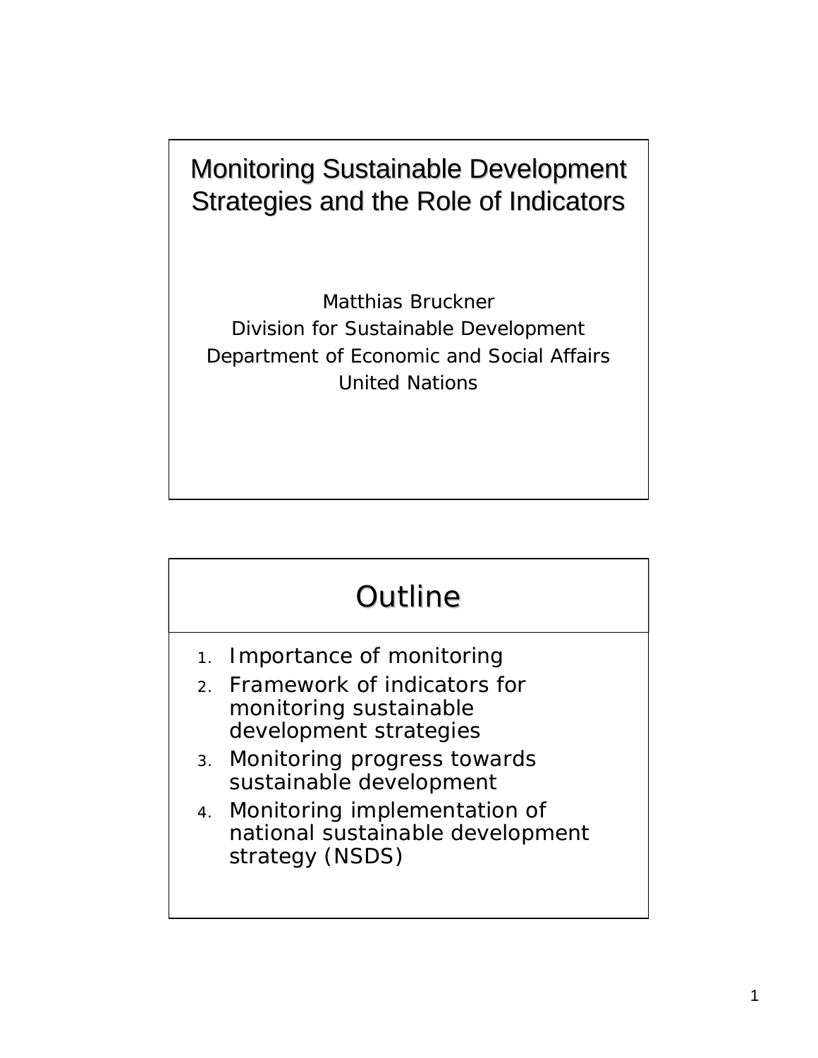# Monitoring Sustainable Development Strategies and the Role of Indicators

Matthias Bruckner
Division for Sustainable Development
Department of Economic and Social Affairs
United Nations

## Outline

1. Importance of monitoring
2. Framework of indicators for monitoring sustainable development strategies
3. Monitoring progress towards sustainable development
4. Monitoring implementation of national sustainable development strategy (NSDS)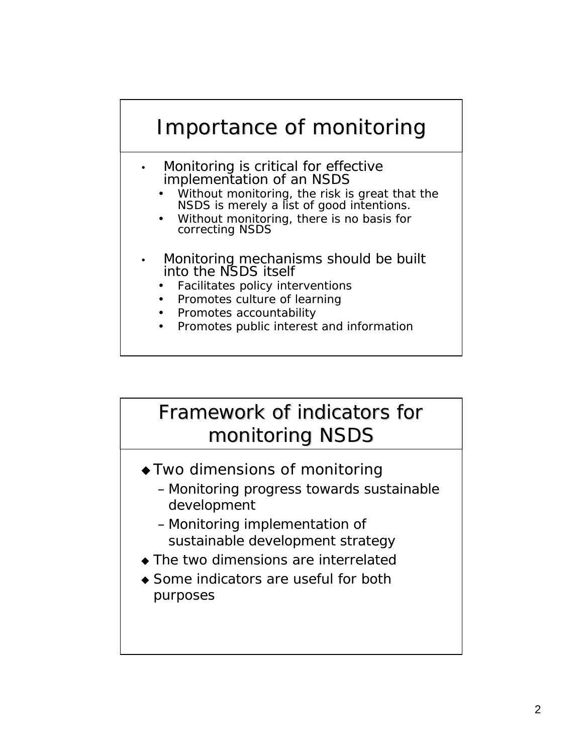## Importance of monitoring

- Monitoring is critical for effective implementation of an NSDS
  - Without monitoring, the risk is great that the NSDS is merely a list of good intentions.
  - Without monitoring, there is no basis for correcting NSDS
- Monitoring mechanisms should be built into the NSDS itself
  - Facilitates policy interventions
  - Promotes culture of learning
  - Promotes accountability
  - Promotes public interest and information

## Framework of indicators for monitoring NSDS

- Two dimensions of monitoring
  - Monitoring progress towards sustainable development
  - Monitoring implementation of sustainable development strategy
- The two dimensions are interrelated
- Some indicators are useful for both purposes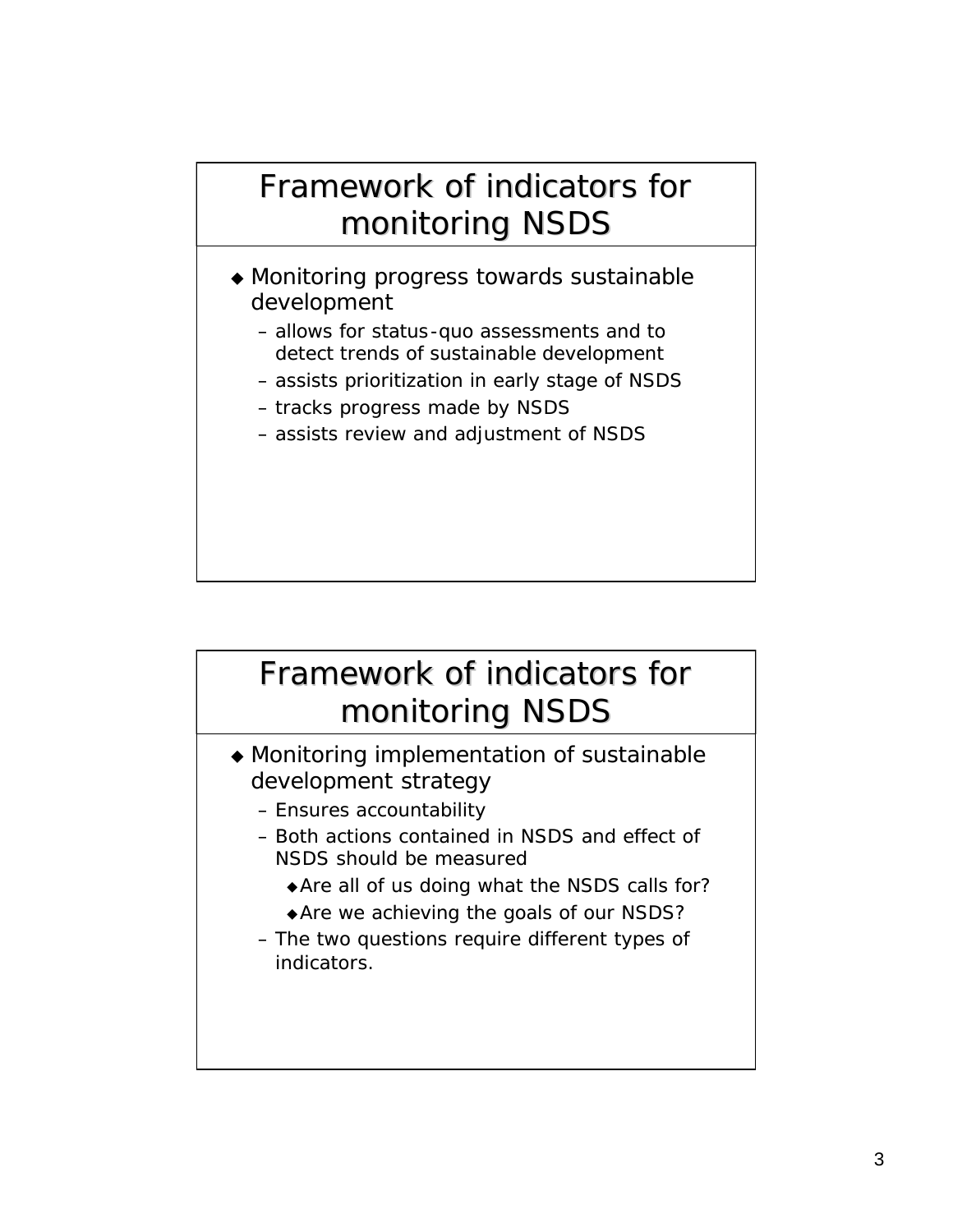## Framework of indicators for monitoring NSDS

- Monitoring progress towards sustainable development
  - allows for status-quo assessments and to detect trends of sustainable development
  - assists prioritization in early stage of NSDS
  - tracks progress made by NSDS
  - assists review and adjustment of NSDS

## Framework of indicators for monitoring NSDS

- Monitoring implementation of sustainable development strategy
  - Ensures accountability
  - Both actions contained in NSDS and effect of NSDS should be measured
    - Are all of us doing what the NSDS calls for?
    - Are we achieving the goals of our NSDS?
  - The two questions require different types of indicators.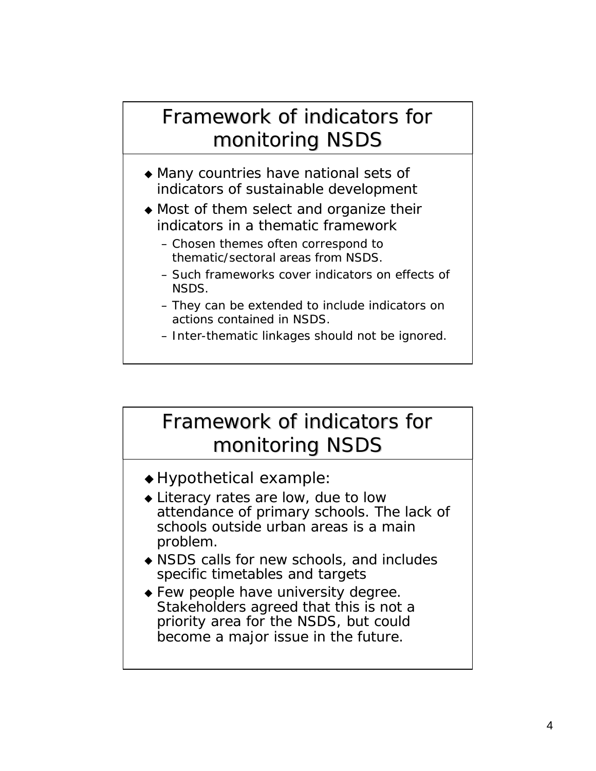## Framework of indicators for monitoring NSDS

- Many countries have national sets of indicators of sustainable development
- Most of them select and organize their indicators in a thematic framework
  - Chosen themes often correspond to thematic/sectoral areas from NSDS.
  - Such frameworks cover indicators on effects of NSDS.
  - They can be extended to include indicators on actions contained in NSDS.
  - Inter-thematic linkages should not be ignored.

## Framework of indicators for monitoring NSDS

- Hypothetical example:
- Literacy rates are low, due to low attendance of primary schools. The lack of schools outside urban areas is a main problem.
- NSDS calls for new schools, and includes specific timetables and targets
- Few people have university degree. Stakeholders agreed that this is not a priority area for the NSDS, but could become a major issue in the future.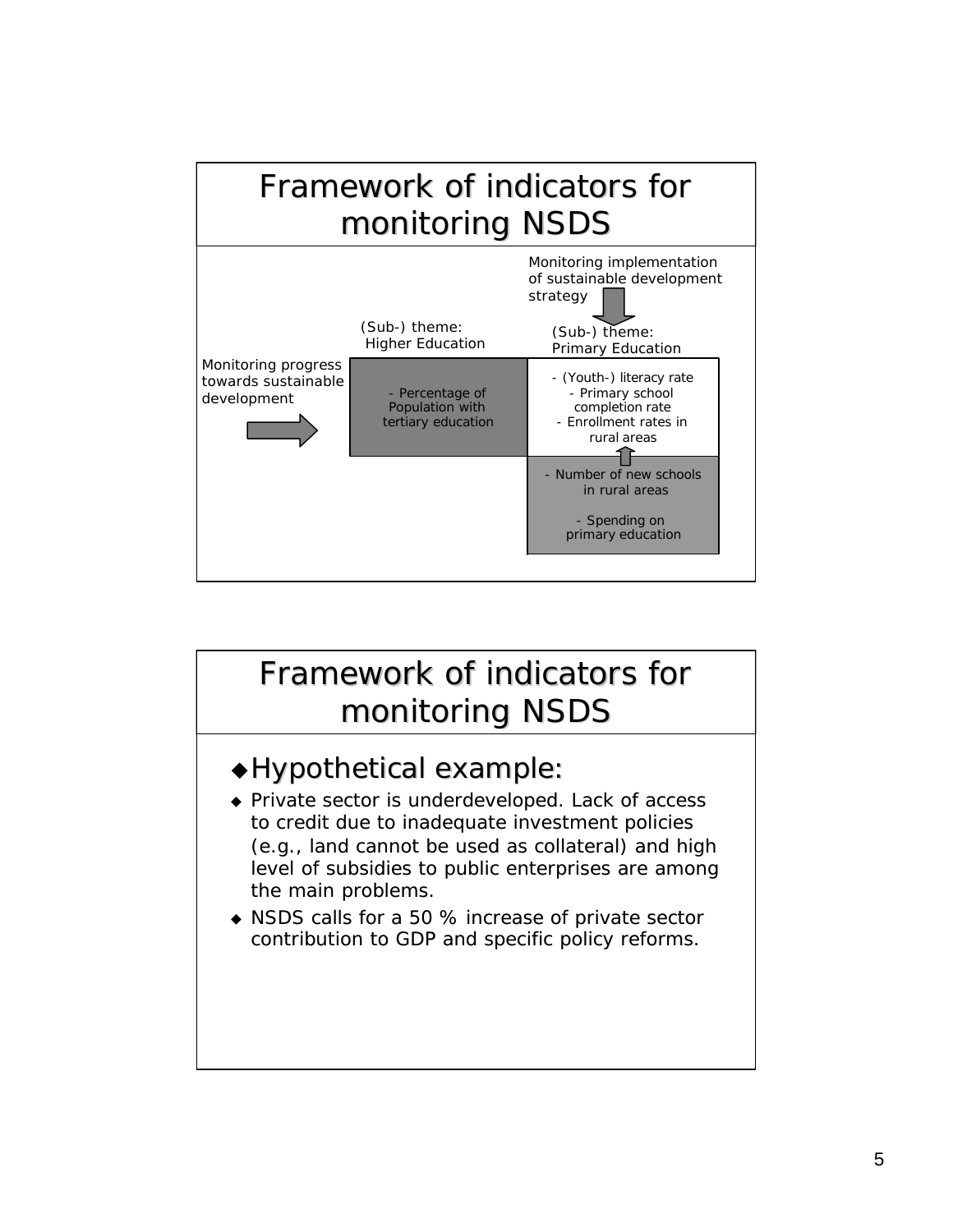# Framework of indicators for monitoring NSDS

Monitoring implementation of sustainable development strategy

Monitoring progress towards sustainable development

(Sub-) theme: Higher Education

- Percentage of Population with tertiary education

(Sub-) theme: Primary Education

- (Youth-) literacy rate
- Primary school completion rate
- Enrollment rates in rural areas

- Number of new schools in rural areas
- Spending on primary education

# Framework of indicators for monitoring NSDS

- **Hypothetical example:**
- Private sector is underdeveloped. Lack of access to credit due to inadequate investment policies (e.g., land cannot be used as collateral) and high level of subsidies to public enterprises are among the main problems.
- NSDS calls for a 50 % increase of private sector contribution to GDP and specific policy reforms.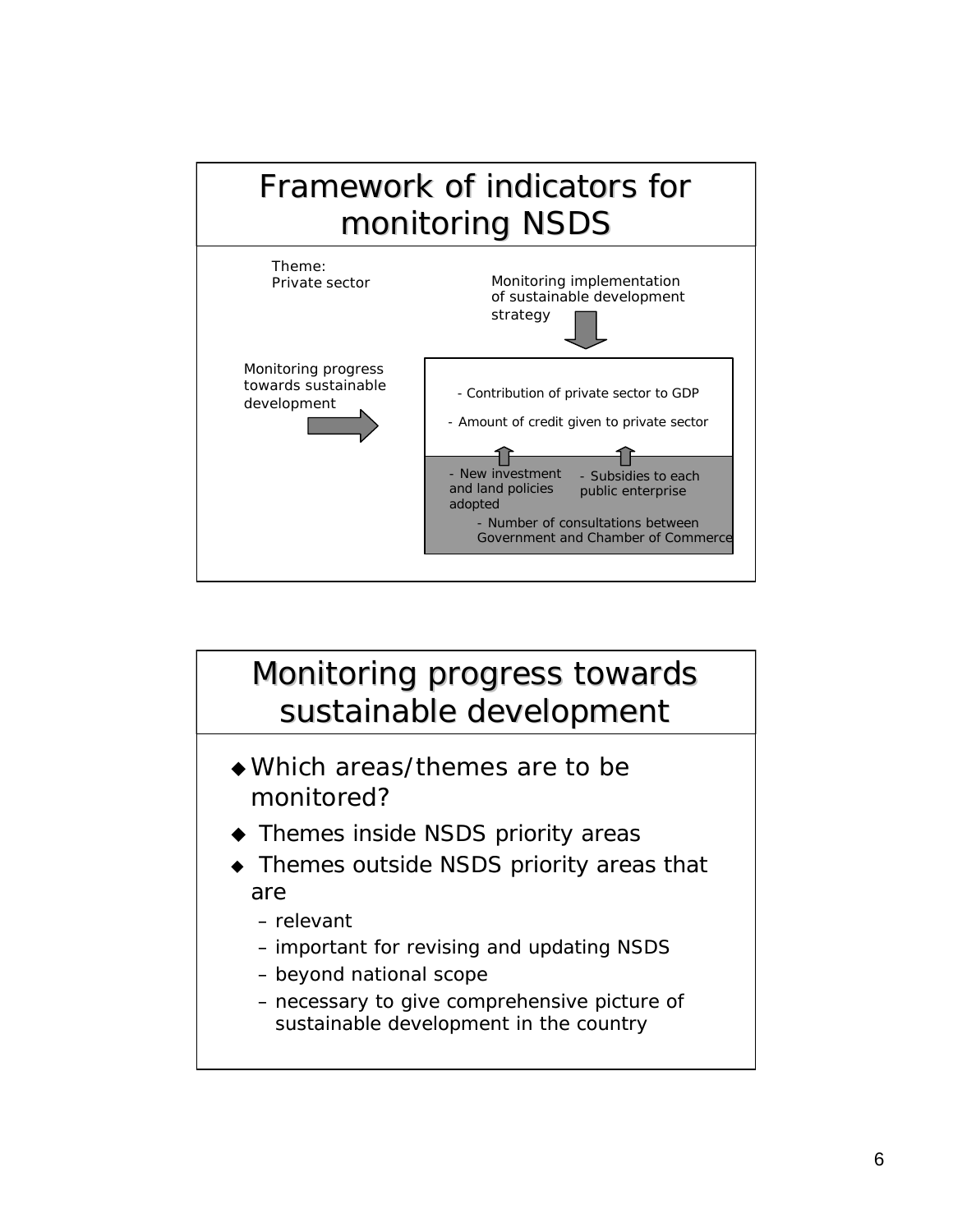## Framework of indicators for monitoring NSDS

Theme:
Private sector

Monitoring implementation of sustainable development strategy

Monitoring progress towards sustainable development

- Contribution of private sector to GDP
- Amount of credit given to private sector

- New investment and land policies adopted
- Subsidies to each public enterprise
- Number of consultations between Government and Chamber of Commerce

## Monitoring progress towards sustainable development

- Which areas/themes are to be monitored?
- Themes inside NSDS priority areas
- Themes outside NSDS priority areas that are
  - relevant
  - important for revising and updating NSDS
  - beyond national scope
  - necessary to give comprehensive picture of sustainable development in the country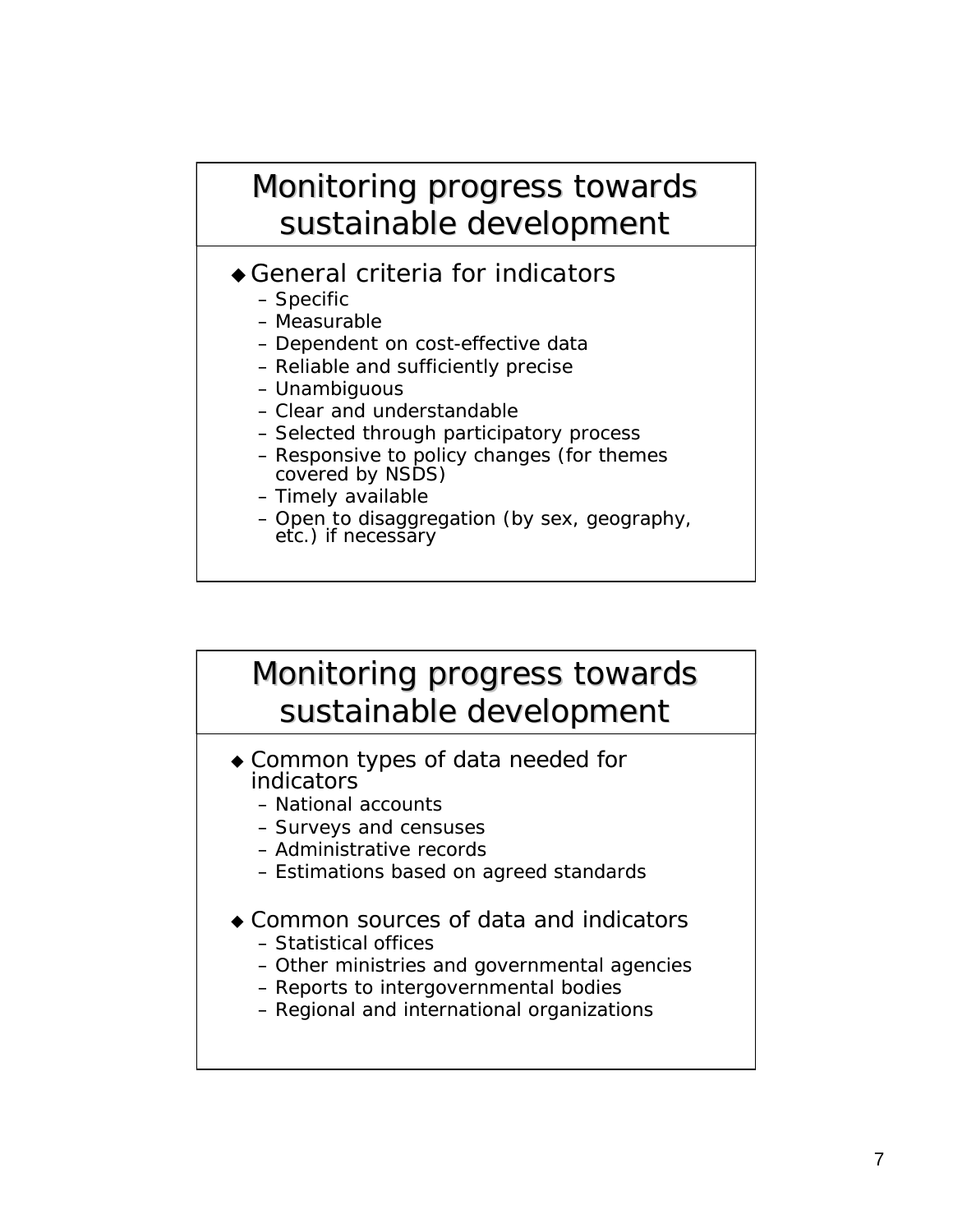## Monitoring progress towards sustainable development

- General criteria for indicators
  - Specific
  - Measurable
  - Dependent on cost-effective data
  - Reliable and sufficiently precise
  - Unambiguous
  - Clear and understandable
  - Selected through participatory process
  - Responsive to policy changes (for themes covered by NSDS)
  - Timely available
  - Open to disaggregation (by sex, geography, etc.) if necessary

## Monitoring progress towards sustainable development

- Common types of data needed for indicators
  - National accounts
  - Surveys and censuses
  - Administrative records
  - Estimations based on agreed standards
- Common sources of data and indicators
  - Statistical offices
  - Other ministries and governmental agencies
  - Reports to intergovernmental bodies
  - Regional and international organizations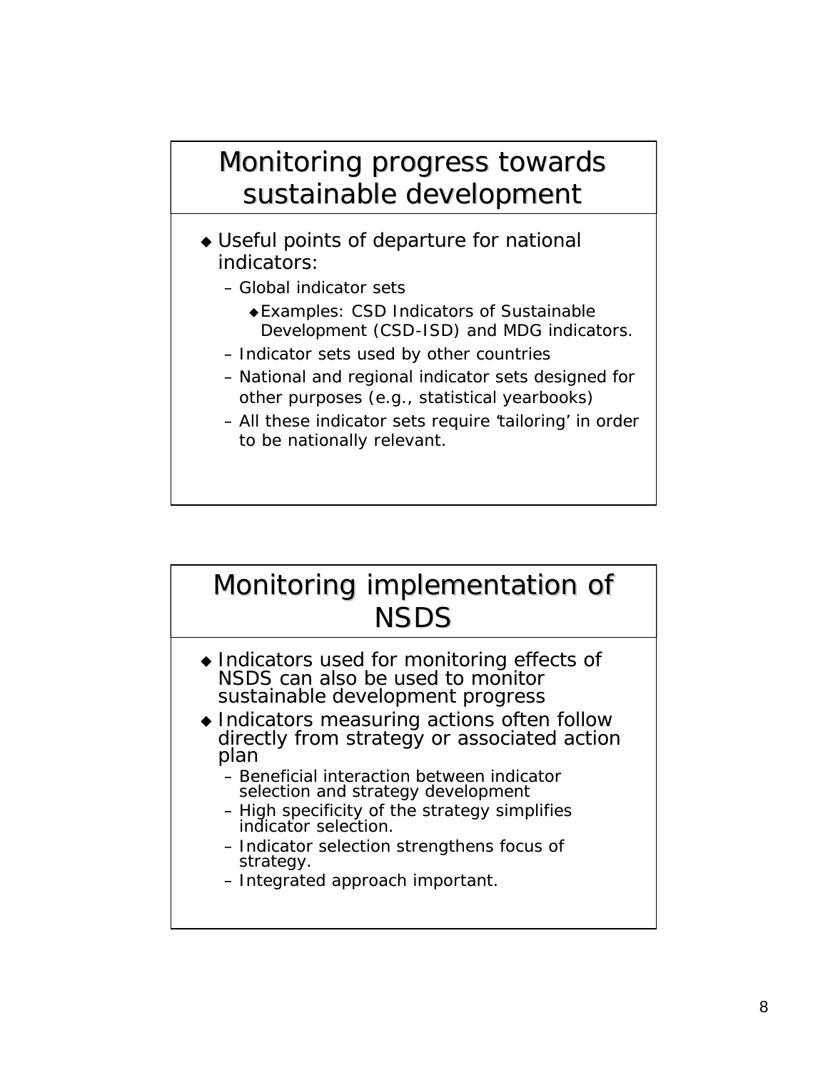## Monitoring progress towards sustainable development

- Useful points of departure for national indicators:
  - Global indicator sets
    - Examples: CSD Indicators of Sustainable Development (CSD-ISD) and MDG indicators.
  - Indicator sets used by other countries
  - National and regional indicator sets designed for other purposes (e.g., statistical yearbooks)
  - All these indicator sets require 'tailoring' in order to be nationally relevant.

## Monitoring implementation of NSDS

- Indicators used for monitoring effects of NSDS can also be used to monitor sustainable development progress
- Indicators measuring actions often follow directly from strategy or associated action plan
  - Beneficial interaction between indicator selection and strategy development
  - High specificity of the strategy simplifies indicator selection.
  - Indicator selection strengthens focus of strategy.
  - Integrated approach important.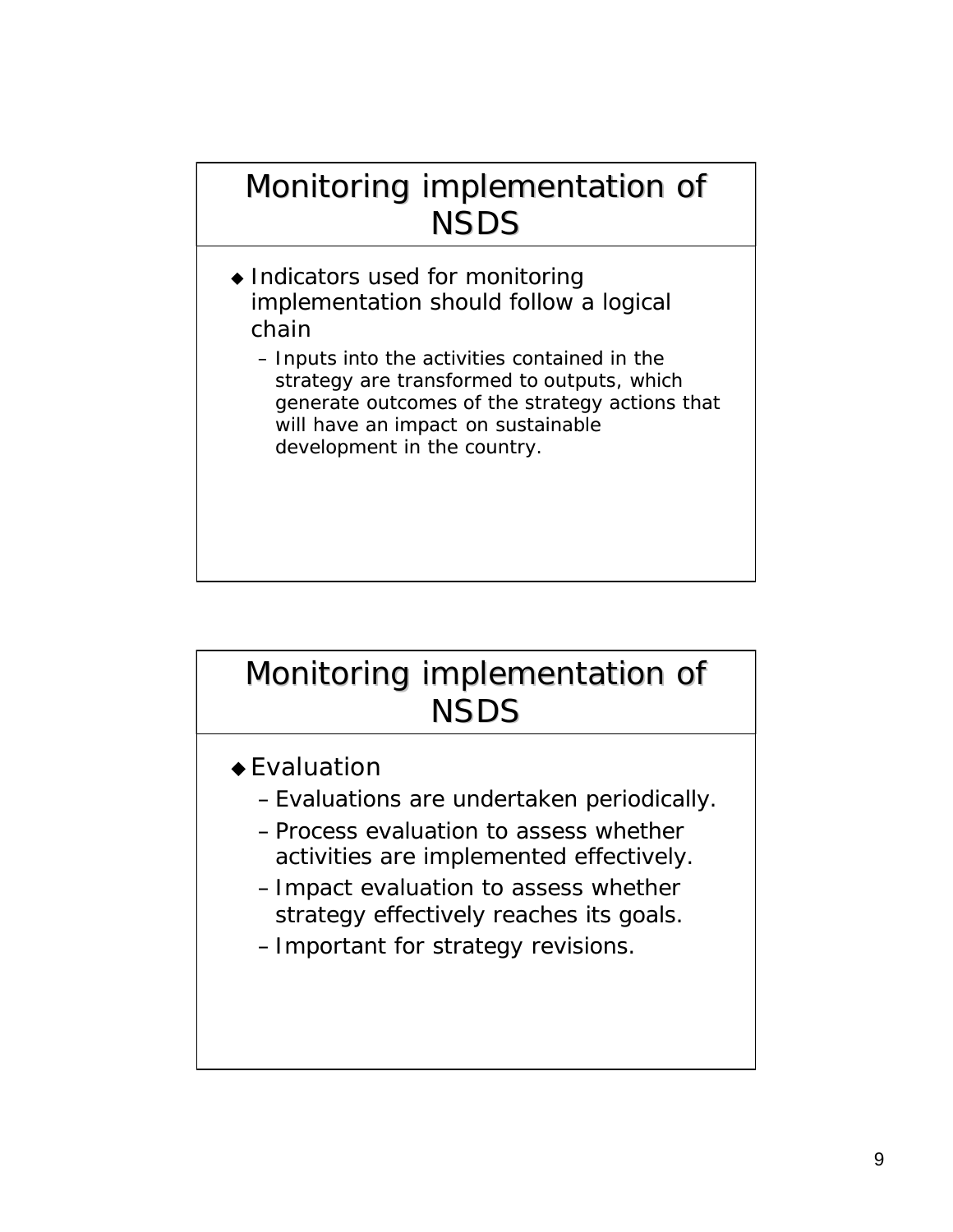## Monitoring implementation of NSDS

- Indicators used for monitoring implementation should follow a logical chain
  - Inputs into the activities contained in the strategy are transformed to outputs, which generate outcomes of the strategy actions that will have an impact on sustainable development in the country.

## Monitoring implementation of NSDS

- Evaluation
  - Evaluations are undertaken periodically.
  - Process evaluation to assess whether activities are implemented effectively.
  - Impact evaluation to assess whether strategy effectively reaches its goals.
  - Important for strategy revisions.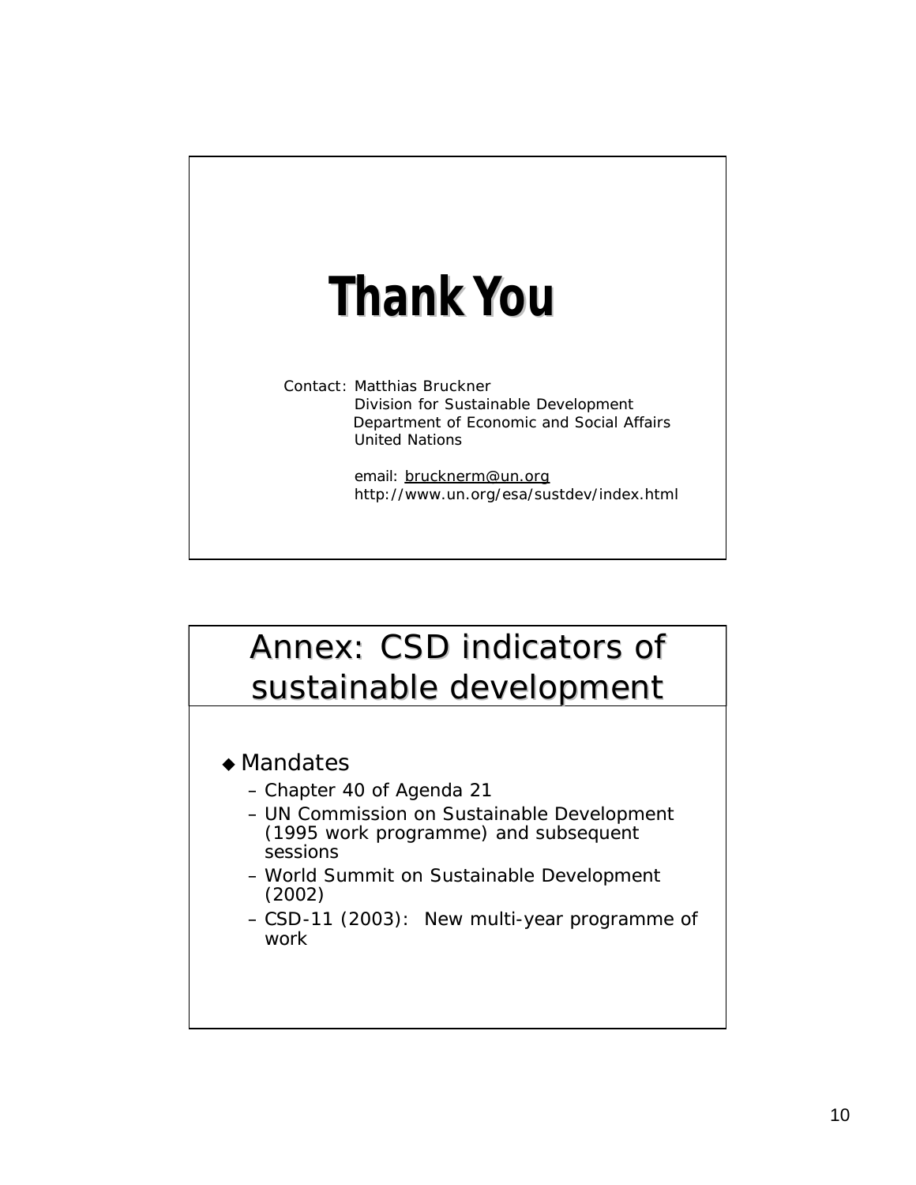# Thank You

Contact: Matthias Bruckner
Division for Sustainable Development
Department of Economic and Social Affairs
United Nations

email: brucknerm@un.org
http://www.un.org/esa/sustdev/index.html

# Annex: CSD indicators of sustainable development

- Mandates
  - Chapter 40 of Agenda 21
  - UN Commission on Sustainable Development (1995 work programme) and subsequent sessions
  - World Summit on Sustainable Development (2002)
  - CSD-11 (2003): New multi-year programme of work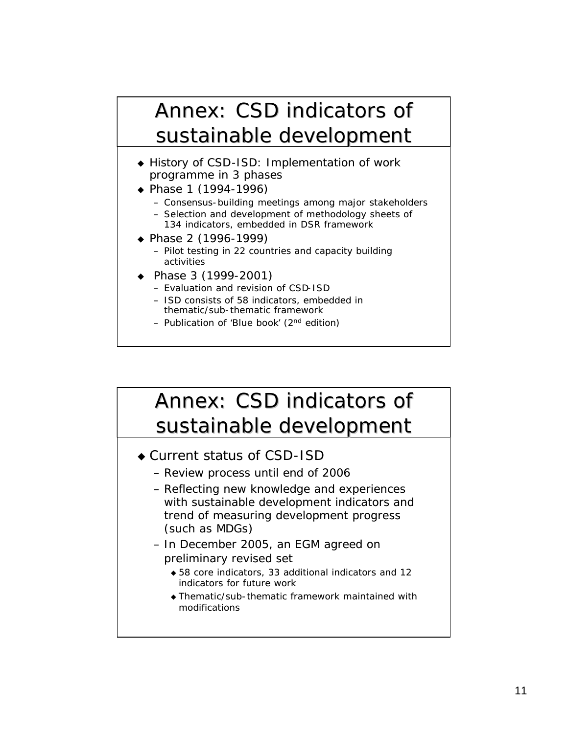## Annex: CSD indicators of sustainable development

- History of CSD-ISD: Implementation of work programme in 3 phases
- Phase 1 (1994-1996)
  - Consensus-building meetings among major stakeholders
  - Selection and development of methodology sheets of 134 indicators, embedded in DSR framework
- Phase 2 (1996-1999)
  - Pilot testing in 22 countries and capacity building activities
- Phase 3 (1999-2001)
  - Evaluation and revision of CSD-ISD
  - ISD consists of 58 indicators, embedded in thematic/sub-thematic framework
  - Publication of 'Blue book' (2nd edition)

## Annex: CSD indicators of sustainable development

- Current status of CSD-ISD
  - Review process until end of 2006
  - Reflecting new knowledge and experiences with sustainable development indicators and trend of measuring development progress (such as MDGs)
  - In December 2005, an EGM agreed on preliminary revised set
    - 58 core indicators, 33 additional indicators and 12 indicators for future work
    - Thematic/sub-thematic framework maintained with modifications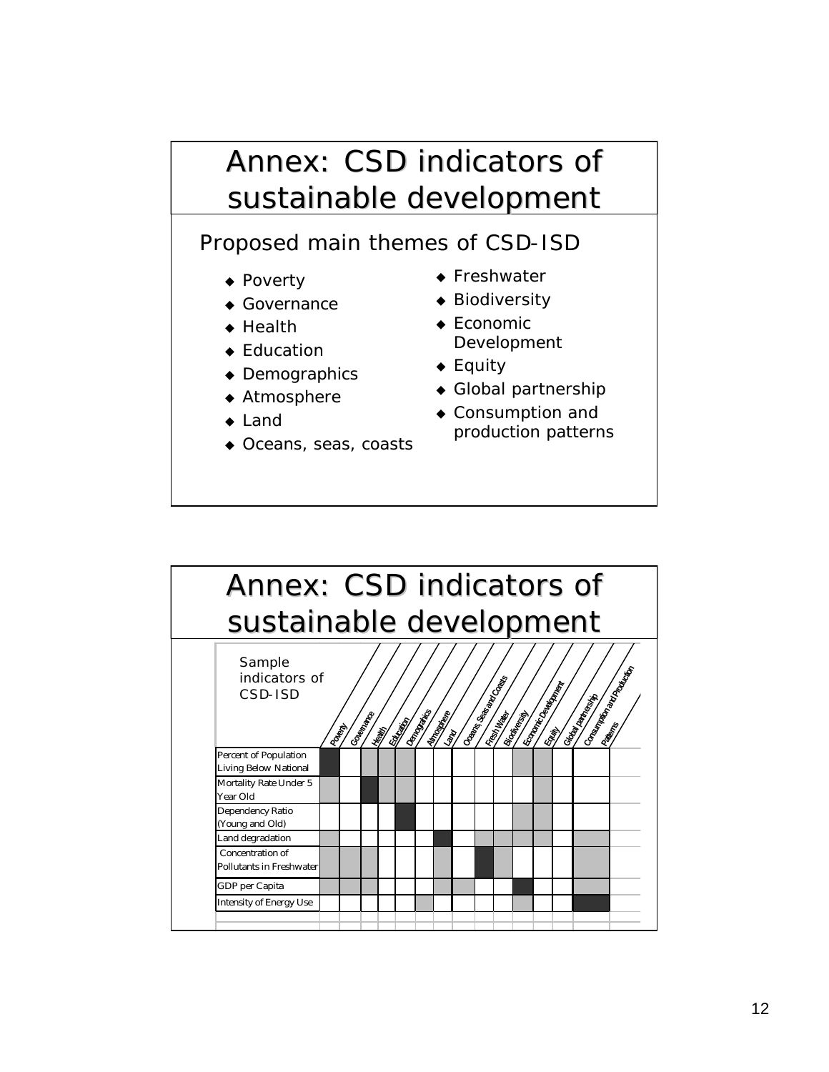# Annex: CSD indicators of sustainable development

Proposed main themes of CSD-ISD

- Poverty
- Governance
- Health
- Education
- Demographics
- Atmosphere
- Land
- Oceans, seas, coasts
- Freshwater
- Biodiversity
- Economic Development
- Equity
- Global partnership
- Consumption and production patterns

# Annex: CSD indicators of sustainable development

| Sample indicators of CSD-ISD | Poverty | Governance | Health | Education | Demographics | Atmosphere | Land | Oceans, Seas and Coasts | Fresh Water | Biodiversity | Economic Development | Equity | Global partnership | Consumption and Production Patterns |
|---|---|---|---|---|---|---|---|---|---|---|---|---|---|---|
| Percent of Population Living Below National | ■ | | ▒ | ▒ | ▒ | | | | | | ▒ | ▒ | | |
| Mortality Rate Under 5 Year Old | ▒ | | ■ | ▒ | ▒ | | | | | | | ▒ | | |
| Dependency Ratio (Young and Old) | | | | | ■ | | | | | | ▒ | ▒ | | |
| Land degradation | ▒ | | | | | | ■ | | ▒ | ▒ | ▒ | ▒ | | ▒ |
| Concentration of Pollutants in Freshwater | ▒ | ▒ | ▒ | | | | ▒ | | ■ | ▒ | | | | ▒ |
| GDP per Capita | ▒ | ▒ | ▒ | | | | ▒ | ▒ | | | ■ | | | ▒ |
| Intensity of Energy Use | | | | | | ▒ | | | | | ▒ | | | ■ |